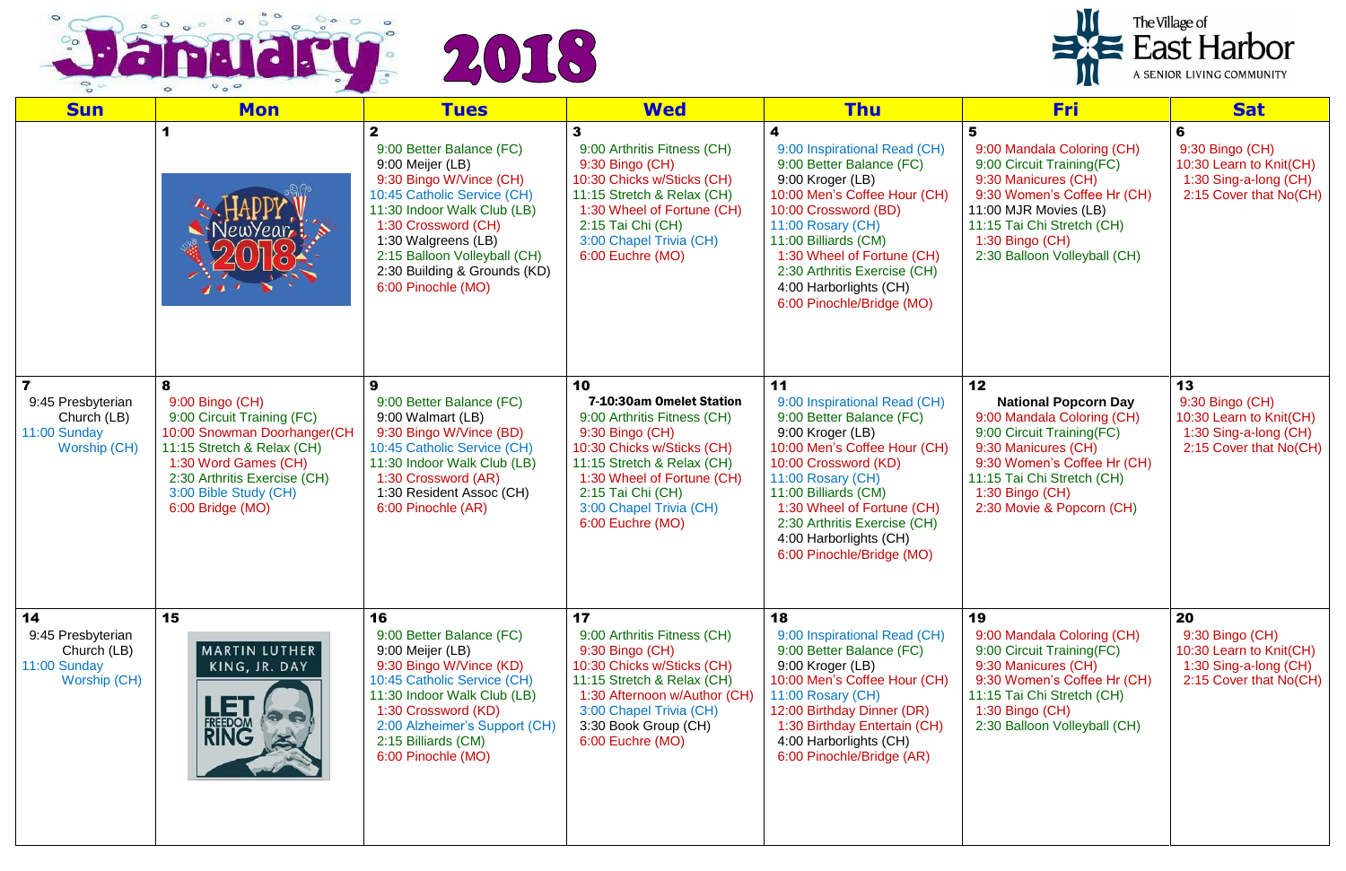# January 2018

The Village of East Harbor
A SENIOR LIVING COMMUNITY

| Sun | Mon | Tues | Wed | Thu | Fri | Sat |
|---|---|---|---|---|---|---|
| | **1** | **2**<br>9:00 Better Balance (FC)<br>9:00 Meijer (LB)<br>9:30 Bingo W/Vince (CH)<br>10:45 Catholic Service (CH)<br>11:30 Indoor Walk Club (LB)<br>1:30 Crossword (CH)<br>1:30 Walgreens (LB)<br>2:15 Balloon Volleyball (CH)<br>2:30 Building & Grounds (KD)<br>6:00 Pinochle (MO) | **3**<br>9:00 Arthritis Fitness (CH)<br>9:30 Bingo (CH)<br>10:30 Chicks w/Sticks (CH)<br>11:15 Stretch & Relax (CH)<br>1:30 Wheel of Fortune (CH)<br>2:15 Tai Chi (CH)<br>3:00 Chapel Trivia (CH)<br>6:00 Euchre (MO) | **4**<br>9:00 Inspirational Read (CH)<br>9:00 Better Balance (FC)<br>9:00 Kroger (LB)<br>10:00 Men's Coffee Hour (CH)<br>10:00 Crossword (BD)<br>11:00 Rosary (CH)<br>11:00 Billiards (CM)<br>1:30 Wheel of Fortune (CH)<br>2:30 Arthritis Exercise (CH)<br>4:00 Harborlights (CH)<br>6:00 Pinochle/Bridge (MO) | **5**<br>9:00 Mandala Coloring (CH)<br>9:00 Circuit Training(FC)<br>9:30 Manicures (CH)<br>9:30 Women's Coffee Hr (CH)<br>11:00 MJR Movies (LB)<br>11:15 Tai Chi Stretch (CH)<br>1:30 Bingo (CH)<br>2:30 Balloon Volleyball (CH) | **6**<br>9:30 Bingo (CH)<br>10:30 Learn to Knit(CH)<br>1:30 Sing-a-long (CH)<br>2:15 Cover that No(CH) |
| **7**<br>9:45 Presbyterian Church (LB)<br>11:00 Sunday Worship (CH) | **8**<br>9:00 Bingo (CH)<br>9:00 Circuit Training (FC)<br>10:00 Snowman Doorhanger(CH<br>11:15 Stretch & Relax (CH)<br>1:30 Word Games (CH)<br>2:30 Arthritis Exercise (CH)<br>3:00 Bible Study (CH)<br>6:00 Bridge (MO) | **9**<br>9:00 Better Balance (FC)<br>9:00 Walmart (LB)<br>9:30 Bingo W/Vince (BD)<br>10:45 Catholic Service (CH)<br>11:30 Indoor Walk Club (LB)<br>1:30 Crossword (AR)<br>1:30 Resident Assoc (CH)<br>6:00 Pinochle (AR) | **10**<br>**7-10:30am Omelet Station**<br>9:00 Arthritis Fitness (CH)<br>9:30 Bingo (CH)<br>10:30 Chicks w/Sticks (CH)<br>11:15 Stretch & Relax (CH)<br>1:30 Wheel of Fortune (CH)<br>2:15 Tai Chi (CH)<br>3:00 Chapel Trivia (CH)<br>6:00 Euchre (MO) | **11**<br>9:00 Inspirational Read (CH)<br>9:00 Better Balance (FC)<br>9:00 Kroger (LB)<br>10:00 Men's Coffee Hour (CH)<br>10:00 Crossword (KD)<br>11:00 Rosary (CH)<br>11:00 Billiards (CM)<br>1:30 Wheel of Fortune (CH)<br>2:30 Arthritis Exercise (CH)<br>4:00 Harborlights (CH)<br>6:00 Pinochle/Bridge (MO) | **12**<br>**National Popcorn Day**<br>9:00 Mandala Coloring (CH)<br>9:00 Circuit Training(FC)<br>9:30 Manicures (CH)<br>9:30 Women's Coffee Hr (CH)<br>11:15 Tai Chi Stretch (CH)<br>1:30 Bingo (CH)<br>2:30 Movie & Popcorn (CH) | **13**<br>9:30 Bingo (CH)<br>10:30 Learn to Knit(CH)<br>1:30 Sing-a-long (CH)<br>2:15 Cover that No(CH) |
| **14**<br>9:45 Presbyterian Church (LB)<br>11:00 Sunday Worship (CH) | **15**<br>MARTIN LUTHER KING, JR. DAY<br>LET FREEDOM RING | **16**<br>9:00 Better Balance (FC)<br>9:00 Meijer (LB)<br>9:30 Bingo W/Vince (KD)<br>10:45 Catholic Service (CH)<br>11:30 Indoor Walk Club (LB)<br>1:30 Crossword (KD)<br>2:00 Alzheimer's Support (CH)<br>2:15 Billiards (CM)<br>6:00 Pinochle (MO) | **17**<br>9:00 Arthritis Fitness (CH)<br>9:30 Bingo (CH)<br>10:30 Chicks w/Sticks (CH)<br>11:15 Stretch & Relax (CH)<br>1:30 Afternoon w/Author (CH)<br>3:00 Chapel Trivia (CH)<br>3:30 Book Group (CH)<br>6:00 Euchre (MO) | **18**<br>9:00 Inspirational Read (CH)<br>9:00 Better Balance (FC)<br>9:00 Kroger (LB)<br>10:00 Men's Coffee Hour (CH)<br>11:00 Rosary (CH)<br>12:00 Birthday Dinner (DR)<br>1:30 Birthday Entertain (CH)<br>4:00 Harborlights (CH)<br>6:00 Pinochle/Bridge (AR) | **19**<br>9:00 Mandala Coloring (CH)<br>9:00 Circuit Training(FC)<br>9:30 Manicures (CH)<br>9:30 Women's Coffee Hr (CH)<br>11:15 Tai Chi Stretch (CH)<br>1:30 Bingo (CH)<br>2:30 Balloon Volleyball (CH) | **20**<br>9:30 Bingo (CH)<br>10:30 Learn to Knit(CH)<br>1:30 Sing-a-long (CH)<br>2:15 Cover that No(CH) |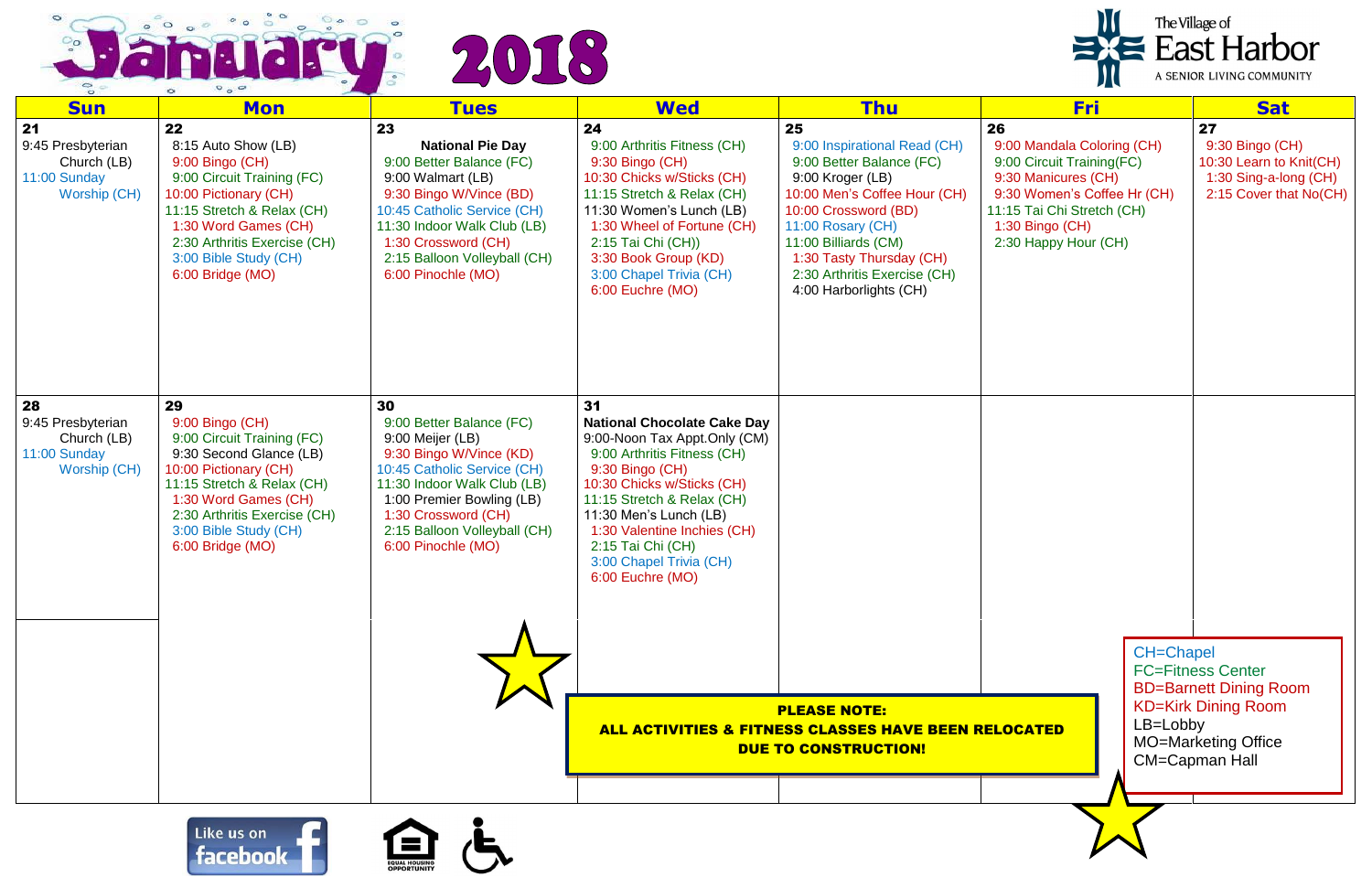# January 2018

The Village of East Harbor
A SENIOR LIVING COMMUNITY

| Sun | Mon | Tues | Wed | Thu | Fri | Sat |
|---|---|---|---|---|---|---|
| **21**<br>9:45 Presbyterian Church (LB)<br>11:00 Sunday Worship (CH) | **22**<br>8:15 Auto Show (LB)<br>9:00 Bingo (CH)<br>9:00 Circuit Training (FC)<br>10:00 Pictionary (CH)<br>11:15 Stretch & Relax (CH)<br>1:30 Word Games (CH)<br>2:30 Arthritis Exercise (CH)<br>3:00 Bible Study (CH)<br>6:00 Bridge (MO) | **23**<br>**National Pie Day**<br>9:00 Better Balance (FC)<br>9:00 Walmart (LB)<br>9:30 Bingo W/Vince (BD)<br>10:45 Catholic Service (CH)<br>11:30 Indoor Walk Club (LB)<br>1:30 Crossword (CH)<br>2:15 Balloon Volleyball (CH)<br>6:00 Pinochle (MO) | **24**<br>9:00 Arthritis Fitness (CH)<br>9:30 Bingo (CH)<br>10:30 Chicks w/Sticks (CH)<br>11:15 Stretch & Relax (CH)<br>11:30 Women's Lunch (LB)<br>1:30 Wheel of Fortune (CH)<br>2:15 Tai Chi (CH))<br>3:30 Book Group (KD)<br>3:00 Chapel Trivia (CH)<br>6:00 Euchre (MO) | **25**<br>9:00 Inspirational Read (CH)<br>9:00 Better Balance (FC)<br>9:00 Kroger (LB)<br>10:00 Men's Coffee Hour (CH)<br>10:00 Crossword (BD)<br>11:00 Rosary (CH)<br>11:00 Billiards (CM)<br>1:30 Tasty Thursday (CH)<br>2:30 Arthritis Exercise (CH)<br>4:00 Harborlights (CH) | **26**<br>9:00 Mandala Coloring (CH)<br>9:00 Circuit Training(FC)<br>9:30 Manicures (CH)<br>9:30 Women's Coffee Hr (CH)<br>11:15 Tai Chi Stretch (CH)<br>1:30 Bingo (CH)<br>2:30 Happy Hour (CH) | **27**<br>9:30 Bingo (CH)<br>10:30 Learn to Knit(CH)<br>1:30 Sing-a-long (CH)<br>2:15 Cover that No(CH) |
| **28**<br>9:45 Presbyterian Church (LB)<br>11:00 Sunday Worship (CH) | **29**<br>9:00 Bingo (CH)<br>9:00 Circuit Training (FC)<br>9:30 Second Glance (LB)<br>10:00 Pictionary (CH)<br>11:15 Stretch & Relax (CH)<br>1:30 Word Games (CH)<br>2:30 Arthritis Exercise (CH)<br>3:00 Bible Study (CH)<br>6:00 Bridge (MO) | **30**<br>9:00 Better Balance (FC)<br>9:00 Meijer (LB)<br>9:30 Bingo W/Vince (KD)<br>10:45 Catholic Service (CH)<br>11:30 Indoor Walk Club (LB)<br>1:00 Premier Bowling (LB)<br>1:30 Crossword (CH)<br>2:15 Balloon Volleyball (CH)<br>6:00 Pinochle (MO) | **31**<br>**National Chocolate Cake Day**<br>9:00-Noon Tax Appt.Only (CM)<br>9:00 Arthritis Fitness (CH)<br>9:30 Bingo (CH)<br>10:30 Chicks w/Sticks (CH)<br>11:15 Stretch & Relax (CH)<br>11:30 Men's Lunch (LB)<br>1:30 Valentine Inchies (CH)<br>2:15 Tai Chi (CH)<br>3:00 Chapel Trivia (CH)<br>6:00 Euchre (MO) | | | |

**PLEASE NOTE:**
**ALL ACTIVITIES & FITNESS CLASSES HAVE BEEN RELOCATED DUE TO CONSTRUCTION!**

CH=Chapel
FC=Fitness Center
BD=Barnett Dining Room
KD=Kirk Dining Room
LB=Lobby
MO=Marketing Office
CM=Capman Hall

Like us on facebook

EQUAL HOUSING OPPORTUNITY